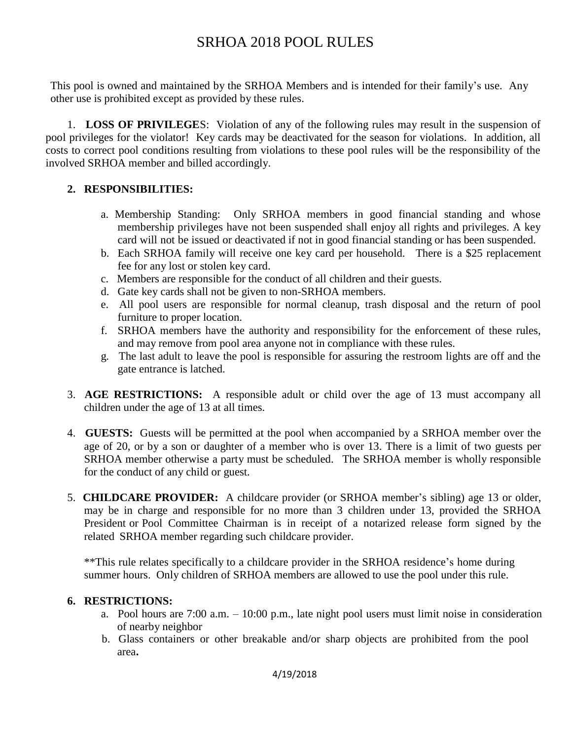# SRHOA 2018 POOL RULES

This pool is owned and maintained by the SRHOA Members and is intended for their family's use. Any other use is prohibited except as provided by these rules.

1. **LOSS OF PRIVILEGE**S: Violation of any of the following rules may result in the suspension of pool privileges for the violator! Key cards may be deactivated for the season for violations. In addition, all costs to correct pool conditions resulting from violations to these pool rules will be the responsibility of the involved SRHOA member and billed accordingly.

2. **RESPONSIBILITIES:**

   a. Membership Standing: Only SRHOA members in good financial standing and whose membership privileges have not been suspended shall enjoy all rights and privileges. A key card will not be issued or deactivated if not in good financial standing or has been suspended.

   b. Each SRHOA family will receive one key card per household. There is a $25 replacement fee for any lost or stolen key card.

   c. Members are responsible for the conduct of all children and their guests.

   d. Gate key cards shall not be given to non-SRHOA members.

   e. All pool users are responsible for normal cleanup, trash disposal and the return of pool furniture to proper location.

   f. SRHOA members have the authority and responsibility for the enforcement of these rules, and may remove from pool area anyone not in compliance with these rules.

   g. The last adult to leave the pool is responsible for assuring the restroom lights are off and the gate entrance is latched.

3. **AGE RESTRICTIONS:** A responsible adult or child over the age of 13 must accompany all children under the age of 13 at all times.

4. **GUESTS:** Guests will be permitted at the pool when accompanied by a SRHOA member over the age of 20, or by a son or daughter of a member who is over 13. There is a limit of two guests per SRHOA member otherwise a party must be scheduled. The SRHOA member is wholly responsible for the conduct of any child or guest.

5. **CHILDCARE PROVIDER:** A childcare provider (or SRHOA member's sibling) age 13 or older, may be in charge and responsible for no more than 3 children under 13, provided the SRHOA President or Pool Committee Chairman is in receipt of a notarized release form signed by the related SRHOA member regarding such childcare provider.

   **This rule relates specifically to a childcare provider in the SRHOA residence's home during summer hours. Only children of SRHOA members are allowed to use the pool under this rule.

6. **RESTRICTIONS:**

   a. Pool hours are 7:00 a.m. – 10:00 p.m., late night pool users must limit noise in consideration of nearby neighbor

   b. Glass containers or other breakable and/or sharp objects are prohibited from the pool area**.**

4/19/2018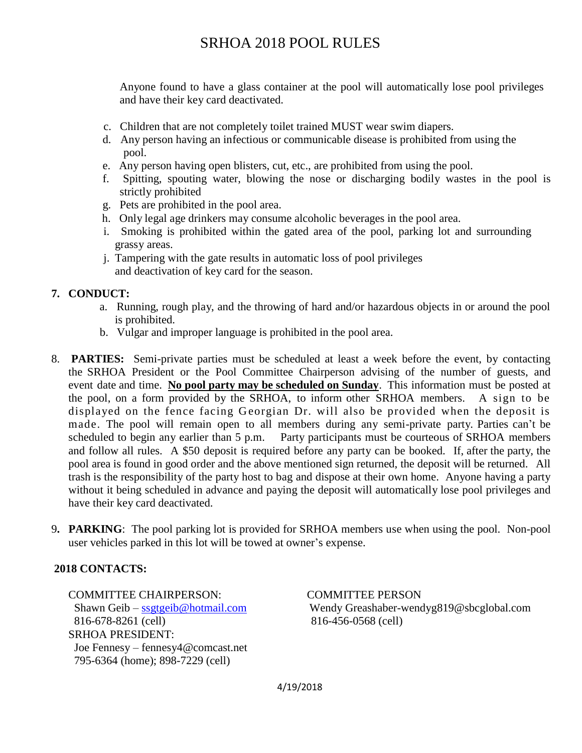# SRHOA 2018 POOL RULES

Anyone found to have a glass container at the pool will automatically lose pool privileges and have their key card deactivated.

c. Children that are not completely toilet trained MUST wear swim diapers.
d. Any person having an infectious or communicable disease is prohibited from using the pool.
e. Any person having open blisters, cut, etc., are prohibited from using the pool.
f. Spitting, spouting water, blowing the nose or discharging bodily wastes in the pool is strictly prohibited
g. Pets are prohibited in the pool area.
h. Only legal age drinkers may consume alcoholic beverages in the pool area.
i. Smoking is prohibited within the gated area of the pool, parking lot and surrounding grassy areas.
j. Tampering with the gate results in automatic loss of pool privileges and deactivation of key card for the season.

**7. CONDUCT:**

a. Running, rough play, and the throwing of hard and/or hazardous objects in or around the pool is prohibited.
b. Vulgar and improper language is prohibited in the pool area.

8. **PARTIES:** Semi-private parties must be scheduled at least a week before the event, by contacting the SRHOA President or the Pool Committee Chairperson advising of the number of guests, and event date and time. **No pool party may be scheduled on Sunday**. This information must be posted at the pool, on a form provided by the SRHOA, to inform other SRHOA members. A sign to be displayed on the fence facing Georgian Dr. will also be provided when the deposit is made. The pool will remain open to all members during any semi-private party. Parties can't be scheduled to begin any earlier than 5 p.m. Party participants must be courteous of SRHOA members and follow all rules. A $50 deposit is required before any party can be booked. If, after the party, the pool area is found in good order and the above mentioned sign returned, the deposit will be returned. All trash is the responsibility of the party host to bag and dispose at their own home. Anyone having a party without it being scheduled in advance and paying the deposit will automatically lose pool privileges and have their key card deactivated.

9. **PARKING**: The pool parking lot is provided for SRHOA members use when using the pool. Non-pool user vehicles parked in this lot will be towed at owner's expense.

**2018 CONTACTS:**

COMMITTEE CHAIRPERSON:
Shawn Geib – ssgtgeib@hotmail.com
816-678-8261 (cell)

SRHOA PRESIDENT:
Joe Fennesy – fennesy4@comcast.net
795-6364 (home); 898-7229 (cell)

COMMITTEE PERSON
Wendy Greashaber-wendyg819@sbcglobal.com
816-456-0568 (cell)

4/19/2018